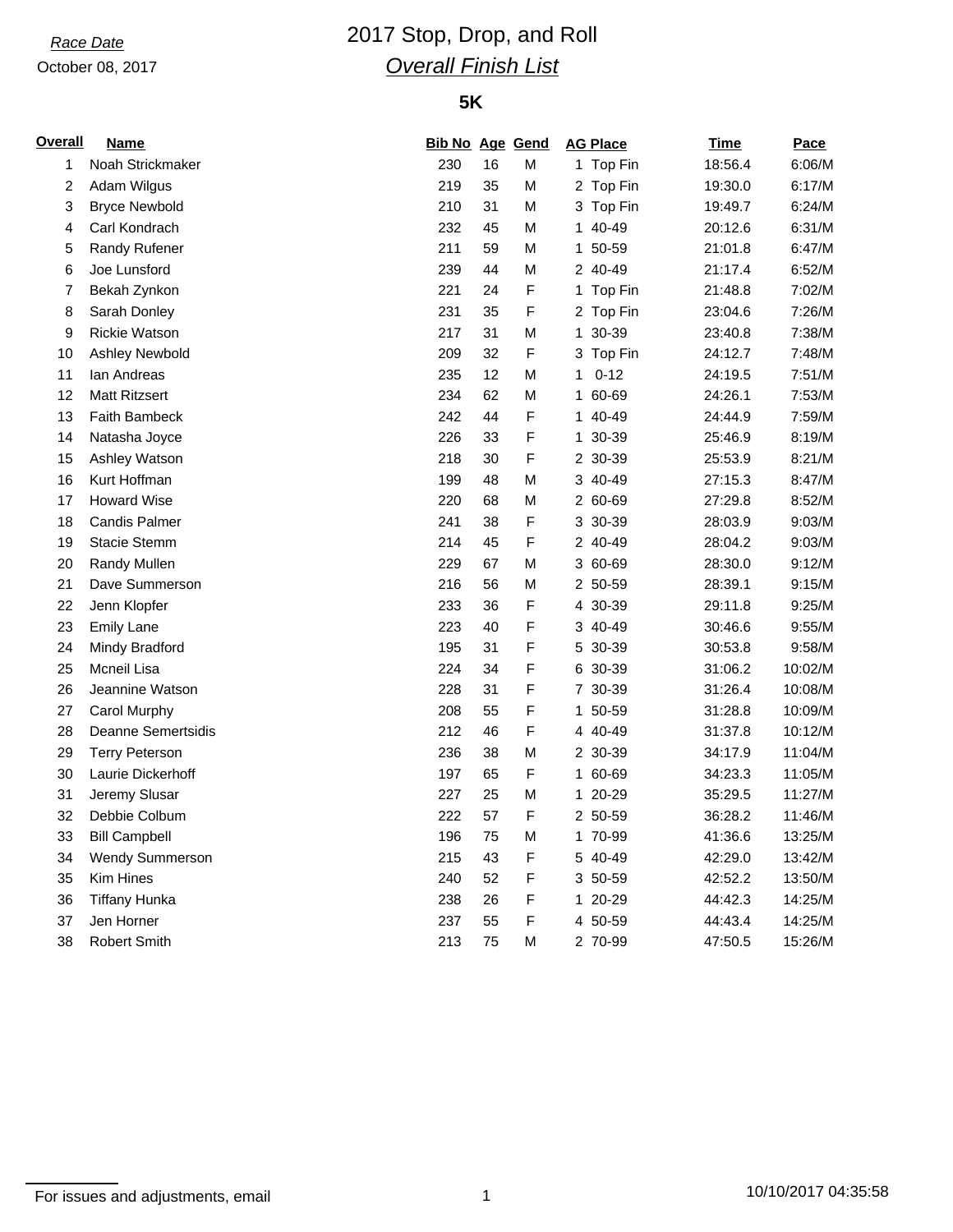*Race Date*

October 08, 2017

# 2017 Stop, Drop, and Roll

## *Overall Finish List*

### 5K

| Overall | Name | Bib No | Age | Gend | AG Place | Time | Pace |
|---|---|---|---|---|---|---|---|
| 1 | Noah Strickmaker | 230 | 16 | M | 1 Top Fin | 18:56.4 | 6:06/M |
| 2 | Adam Wilgus | 219 | 35 | M | 2 Top Fin | 19:30.0 | 6:17/M |
| 3 | Bryce Newbold | 210 | 31 | M | 3 Top Fin | 19:49.7 | 6:24/M |
| 4 | Carl Kondrach | 232 | 45 | M | 1 40-49 | 20:12.6 | 6:31/M |
| 5 | Randy Rufener | 211 | 59 | M | 1 50-59 | 21:01.8 | 6:47/M |
| 6 | Joe Lunsford | 239 | 44 | M | 2 40-49 | 21:17.4 | 6:52/M |
| 7 | Bekah Zynkon | 221 | 24 | F | 1 Top Fin | 21:48.8 | 7:02/M |
| 8 | Sarah Donley | 231 | 35 | F | 2 Top Fin | 23:04.6 | 7:26/M |
| 9 | Rickie Watson | 217 | 31 | M | 1 30-39 | 23:40.8 | 7:38/M |
| 10 | Ashley Newbold | 209 | 32 | F | 3 Top Fin | 24:12.7 | 7:48/M |
| 11 | Ian Andreas | 235 | 12 | M | 1 0-12 | 24:19.5 | 7:51/M |
| 12 | Matt Ritzsert | 234 | 62 | M | 1 60-69 | 24:26.1 | 7:53/M |
| 13 | Faith Bambeck | 242 | 44 | F | 1 40-49 | 24:44.9 | 7:59/M |
| 14 | Natasha Joyce | 226 | 33 | F | 1 30-39 | 25:46.9 | 8:19/M |
| 15 | Ashley Watson | 218 | 30 | F | 2 30-39 | 25:53.9 | 8:21/M |
| 16 | Kurt Hoffman | 199 | 48 | M | 3 40-49 | 27:15.3 | 8:47/M |
| 17 | Howard Wise | 220 | 68 | M | 2 60-69 | 27:29.8 | 8:52/M |
| 18 | Candis Palmer | 241 | 38 | F | 3 30-39 | 28:03.9 | 9:03/M |
| 19 | Stacie Stemm | 214 | 45 | F | 2 40-49 | 28:04.2 | 9:03/M |
| 20 | Randy Mullen | 229 | 67 | M | 3 60-69 | 28:30.0 | 9:12/M |
| 21 | Dave Summerson | 216 | 56 | M | 2 50-59 | 28:39.1 | 9:15/M |
| 22 | Jenn Klopfer | 233 | 36 | F | 4 30-39 | 29:11.8 | 9:25/M |
| 23 | Emily Lane | 223 | 40 | F | 3 40-49 | 30:46.6 | 9:55/M |
| 24 | Mindy Bradford | 195 | 31 | F | 5 30-39 | 30:53.8 | 9:58/M |
| 25 | Mcneil Lisa | 224 | 34 | F | 6 30-39 | 31:06.2 | 10:02/M |
| 26 | Jeannine Watson | 228 | 31 | F | 7 30-39 | 31:26.4 | 10:08/M |
| 27 | Carol Murphy | 208 | 55 | F | 1 50-59 | 31:28.8 | 10:09/M |
| 28 | Deanne Semertsidis | 212 | 46 | F | 4 40-49 | 31:37.8 | 10:12/M |
| 29 | Terry Peterson | 236 | 38 | M | 2 30-39 | 34:17.9 | 11:04/M |
| 30 | Laurie Dickerhoff | 197 | 65 | F | 1 60-69 | 34:23.3 | 11:05/M |
| 31 | Jeremy Slusar | 227 | 25 | M | 1 20-29 | 35:29.5 | 11:27/M |
| 32 | Debbie Colbum | 222 | 57 | F | 2 50-59 | 36:28.2 | 11:46/M |
| 33 | Bill Campbell | 196 | 75 | M | 1 70-99 | 41:36.6 | 13:25/M |
| 34 | Wendy Summerson | 215 | 43 | F | 5 40-49 | 42:29.0 | 13:42/M |
| 35 | Kim Hines | 240 | 52 | F | 3 50-59 | 42:52.2 | 13:50/M |
| 36 | Tiffany Hunka | 238 | 26 | F | 1 20-29 | 44:42.3 | 14:25/M |
| 37 | Jen Horner | 237 | 55 | F | 4 50-59 | 44:43.4 | 14:25/M |
| 38 | Robert Smith | 213 | 75 | M | 2 70-99 | 47:50.5 | 15:26/M |

For issues and adjustments, email

10/10/2017 04:35:58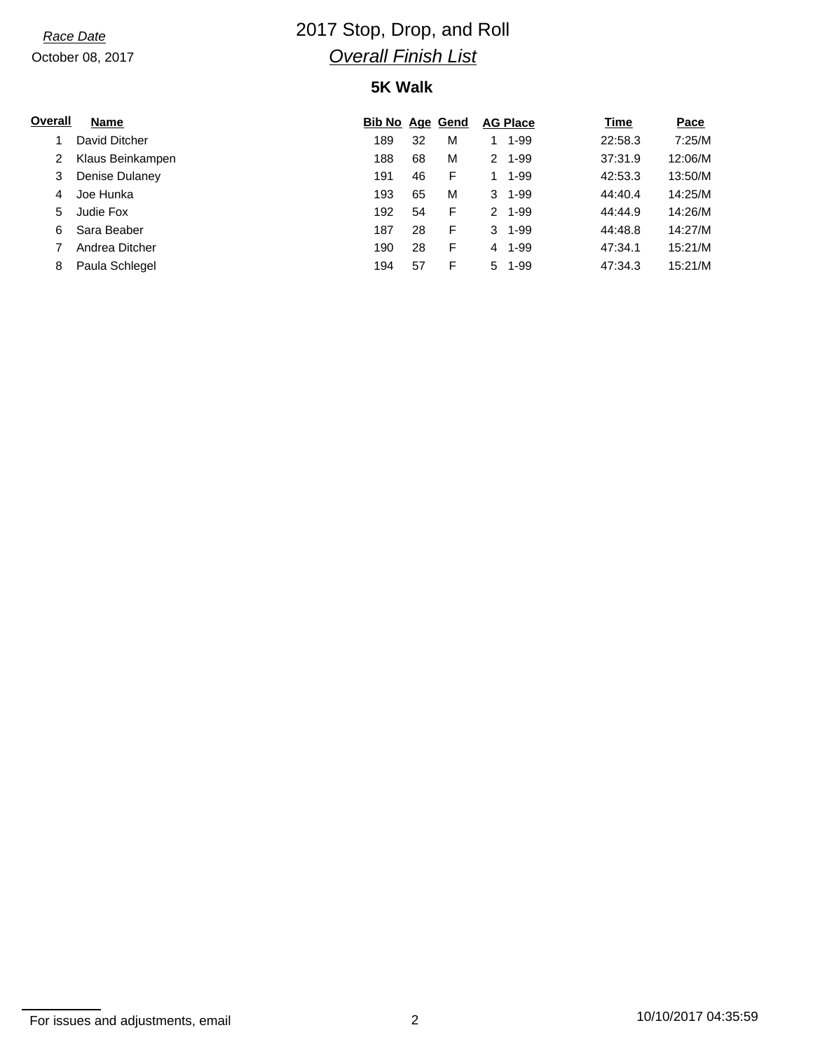*Race Date*

October 08, 2017

# 2017 Stop, Drop, and Roll

## *Overall Finish List*

### 5K Walk

| Overall | Name | Bib No | Age | Gend | AG Place | Time | Pace |
|---|---|---|---|---|---|---|---|
| 1 | David Ditcher | 189 | 32 | M | 1 1-99 | 22:58.3 | 7:25/M |
| 2 | Klaus Beinkampen | 188 | 68 | M | 2 1-99 | 37:31.9 | 12:06/M |
| 3 | Denise Dulaney | 191 | 46 | F | 1 1-99 | 42:53.3 | 13:50/M |
| 4 | Joe Hunka | 193 | 65 | M | 3 1-99 | 44:40.4 | 14:25/M |
| 5 | Judie Fox | 192 | 54 | F | 2 1-99 | 44:44.9 | 14:26/M |
| 6 | Sara Beaber | 187 | 28 | F | 3 1-99 | 44:48.8 | 14:27/M |
| 7 | Andrea Ditcher | 190 | 28 | F | 4 1-99 | 47:34.1 | 15:21/M |
| 8 | Paula Schlegel | 194 | 57 | F | 5 1-99 | 47:34.3 | 15:21/M |

For issues and adjustments, email

10/10/2017 04:35:59